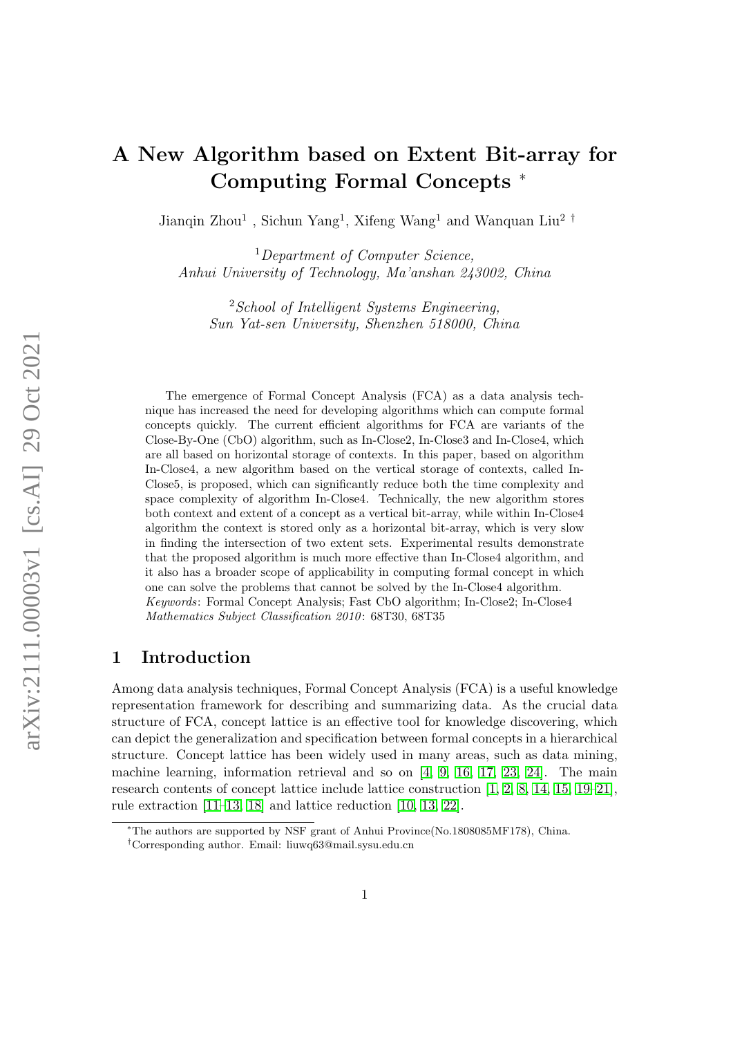# A New Algorithm based on Extent Bit-array for Computing Formal Concepts *

Jianqin Zhou[1] , Sichun Yang[1], Xifeng Wang[1] and Wanquan Liu[2] †

[1] *Department of Computer Science, Anhui University of Technology, Ma'anshan 243002, China*

[2] *School of Intelligent Systems Engineering, Sun Yat-sen University, Shenzhen 518000, China*

The emergence of Formal Concept Analysis (FCA) as a data analysis technique has increased the need for developing algorithms which can compute formal concepts quickly. The current efficient algorithms for FCA are variants of the Close-By-One (CbO) algorithm, such as In-Close2, In-Close3 and In-Close4, which are all based on horizontal storage of contexts. In this paper, based on algorithm In-Close4, a new algorithm based on the vertical storage of contexts, called In-Close5, is proposed, which can significantly reduce both the time complexity and space complexity of algorithm In-Close4. Technically, the new algorithm stores both context and extent of a concept as a vertical bit-array, while within In-Close4 algorithm the context is stored only as a horizontal bit-array, which is very slow in finding the intersection of two extent sets. Experimental results demonstrate that the proposed algorithm is much more effective than In-Close4 algorithm, and it also has a broader scope of applicability in computing formal concept in which one can solve the problems that cannot be solved by the In-Close4 algorithm.

*Keywords*: Formal Concept Analysis; Fast CbO algorithm; In-Close2; In-Close4

*Mathematics Subject Classification 2010*: 68T30, 68T35

## 1 Introduction

Among data analysis techniques, Formal Concept Analysis (FCA) is a useful knowledge representation framework for describing and summarizing data. As the crucial data structure of FCA, concept lattice is an effective tool for knowledge discovering, which can depict the generalization and specification between formal concepts in a hierarchical structure. Concept lattice has been widely used in many areas, such as data mining, machine learning, information retrieval and so on [4, 9, 16, 17, 23, 24]. The main research contents of concept lattice include lattice construction [1, 2, 8, 14, 15, 19–21], rule extraction [11–13, 18] and lattice reduction [10, 13, 22].

*The authors are supported by NSF grant of Anhui Province(No.1808085MF178), China.

†Corresponding author. Email: liuwq63@mail.sysu.edu.cn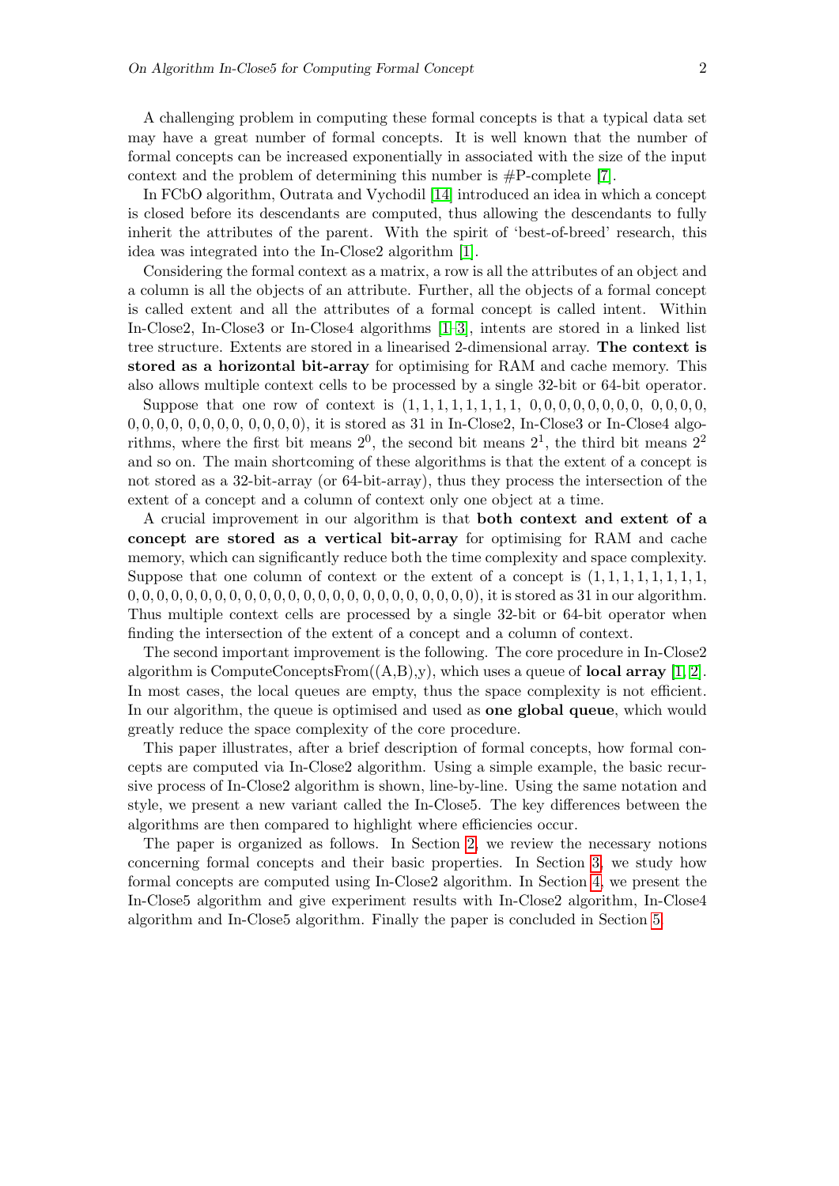A challenging problem in computing these formal concepts is that a typical data set may have a great number of formal concepts. It is well known that the number of formal concepts can be increased exponentially in associated with the size of the input context and the problem of determining this number is #P-complete [7].

In FCbO algorithm, Outrata and Vychodil [14] introduced an idea in which a concept is closed before its descendants are computed, thus allowing the descendants to fully inherit the attributes of the parent. With the spirit of 'best-of-breed' research, this idea was integrated into the In-Close2 algorithm [1].

Considering the formal context as a matrix, a row is all the attributes of an object and a column is all the objects of an attribute. Further, all the objects of a formal concept is called extent and all the attributes of a formal concept is called intent. Within In-Close2, In-Close3 or In-Close4 algorithms [1–3], intents are stored in a linked list tree structure. Extents are stored in a linearised 2-dimensional array. **The context is stored as a horizontal bit-array** for optimising for RAM and cache memory. This also allows multiple context cells to be processed by a single 32-bit or 64-bit operator.

Suppose that one row of context is $(1, 1, 1, 1, 1, 1, 1, 1,\ 0, 0, 0, 0, 0, 0, 0, 0,\ 0, 0, 0, 0, 0, 0, 0, 0,\ 0, 0, 0, 0,\ 0, 0, 0, 0)$, it is stored as 31 in In-Close2, In-Close3 or In-Close4 algorithms, where the first bit means $2^0$, the second bit means $2^1$, the third bit means $2^2$ and so on. The main shortcoming of these algorithms is that the extent of a concept is not stored as a 32-bit-array (or 64-bit-array), thus they process the intersection of the extent of a concept and a column of context only one object at a time.

A crucial improvement in our algorithm is that **both context and extent of a concept are stored as a vertical bit-array** for optimising for RAM and cache memory, which can significantly reduce both the time complexity and space complexity. Suppose that one column of context or the extent of a concept is $(1, 1, 1, 1, 1, 1, 1, 1, 0, 0, 0, 0, 0, 0, 0, 0, 0, 0, 0, 0, 0, 0, 0, 0, 0, 0, 0, 0, 0, 0, 0, 0)$, it is stored as 31 in our algorithm. Thus multiple context cells are processed by a single 32-bit or 64-bit operator when finding the intersection of the extent of a concept and a column of context.

The second important improvement is the following. The core procedure in In-Close2 algorithm is ComputeConceptsFrom((A,B),y), which uses a queue of **local array** [1, 2]. In most cases, the local queues are empty, thus the space complexity is not efficient. In our algorithm, the queue is optimised and used as **one global queue**, which would greatly reduce the space complexity of the core procedure.

This paper illustrates, after a brief description of formal concepts, how formal concepts are computed via In-Close2 algorithm. Using a simple example, the basic recursive process of In-Close2 algorithm is shown, line-by-line. Using the same notation and style, we present a new variant called the In-Close5. The key differences between the algorithms are then compared to highlight where efficiencies occur.

The paper is organized as follows. In Section 2, we review the necessary notions concerning formal concepts and their basic properties. In Section 3, we study how formal concepts are computed using In-Close2 algorithm. In Section 4, we present the In-Close5 algorithm and give experiment results with In-Close2 algorithm, In-Close4 algorithm and In-Close5 algorithm. Finally the paper is concluded in Section 5.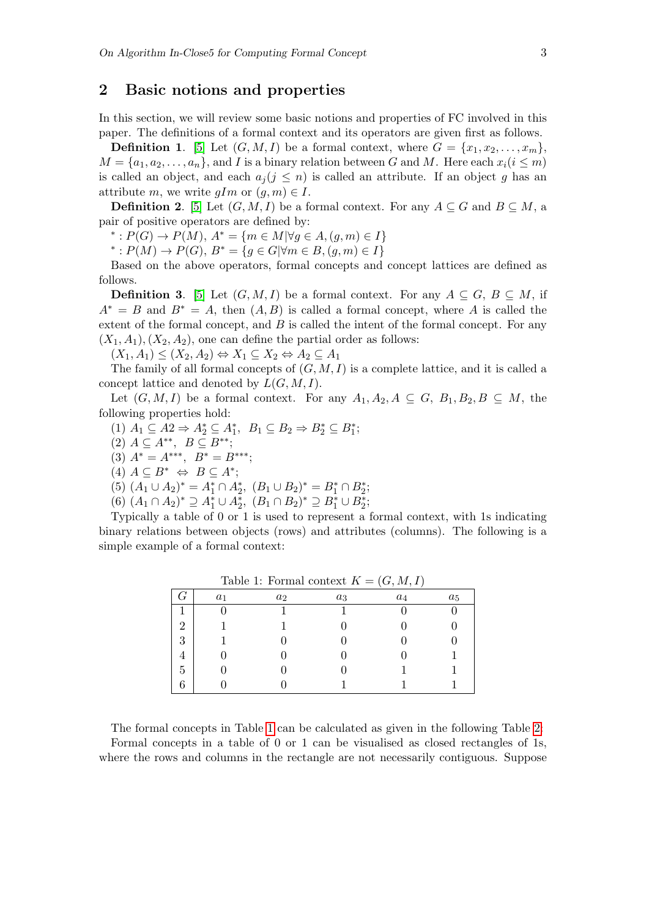## 2 Basic notions and properties

In this section, we will review some basic notions and properties of FC involved in this paper. The definitions of a formal context and its operators are given first as follows.

**Definition 1**. [5] Let $(G, M, I)$ be a formal context, where $G = \{x_1, x_2, \ldots, x_m\}$, $M = \{a_1, a_2, \ldots, a_n\}$, and $I$ is a binary relation between $G$ and $M$. Here each $x_i (i \leq m)$ is called an object, and each $a_j (j \leq n)$ is called an attribute. If an object $g$ has an attribute $m$, we write $gIm$ or $(g, m) \in I$.

**Definition 2**. [5] Let $(G, M, I)$ be a formal context. For any $A \subseteq G$ and $B \subseteq M$, a pair of positive operators are defined by:

$^* : P(G) \to P(M)$, $A^* = \{m \in M | \forall g \in A, (g, m) \in I\}$

$^* : P(M) \to P(G)$, $B^* = \{g \in G | \forall m \in B, (g, m) \in I\}$

Based on the above operators, formal concepts and concept lattices are defined as follows.

**Definition 3**. [5] Let $(G, M, I)$ be a formal context. For any $A \subseteq G$, $B \subseteq M$, if $A^* = B$ and $B^* = A$, then $(A, B)$ is called a formal concept, where $A$ is called the extent of the formal concept, and $B$ is called the intent of the formal concept. For any $(X_1, A_1), (X_2, A_2)$, one can define the partial order as follows:

$(X_1, A_1) \leq (X_2, A_2) \Leftrightarrow X_1 \subseteq X_2 \Leftrightarrow A_2 \subseteq A_1$

The family of all formal concepts of $(G, M, I)$ is a complete lattice, and it is called a concept lattice and denoted by $L(G, M, I)$.

Let $(G, M, I)$ be a formal context. For any $A_1, A_2, A \subseteq G$, $B_1, B_2, B \subseteq M$, the following properties hold:

(1) $A_1 \subseteq A2 \Rightarrow A_2^* \subseteq A_1^*$, $B_1 \subseteq B_2 \Rightarrow B_2^* \subseteq B_1^*$;

(2) $A \subseteq A^{**}$, $B \subseteq B^{**}$;

(3) $A^* = A^{***}$, $B^* = B^{***}$;

(4) $A \subseteq B^* \Leftrightarrow B \subseteq A^*$;

(5) $(A_1 \cup A_2)^* = A_1^* \cap A_2^*$, $(B_1 \cup B_2)^* = B_1^* \cap B_2^*$;

(6) $(A_1 \cap A_2)^* \supseteq A_1^* \cup A_2^*$, $(B_1 \cap B_2)^* \supseteq B_1^* \cup B_2^*$;

Typically a table of 0 or 1 is used to represent a formal context, with 1s indicating binary relations between objects (rows) and attributes (columns). The following is a simple example of a formal context:

Table 1: Formal context $K = (G, M, I)$

| $G$ | $a_1$ | $a_2$ | $a_3$ | $a_4$ | $a_5$ |
|---|---|---|---|---|---|
| 1 | 0 | 1 | 1 | 0 | 0 |
| 2 | 1 | 1 | 0 | 0 | 0 |
| 3 | 1 | 0 | 0 | 0 | 0 |
| 4 | 0 | 0 | 0 | 0 | 1 |
| 5 | 0 | 0 | 0 | 1 | 1 |
| 6 | 0 | 0 | 1 | 1 | 1 |

The formal concepts in Table 1 can be calculated as given in the following Table 2:

Formal concepts in a table of 0 or 1 can be visualised as closed rectangles of 1s, where the rows and columns in the rectangle are not necessarily contiguous. Suppose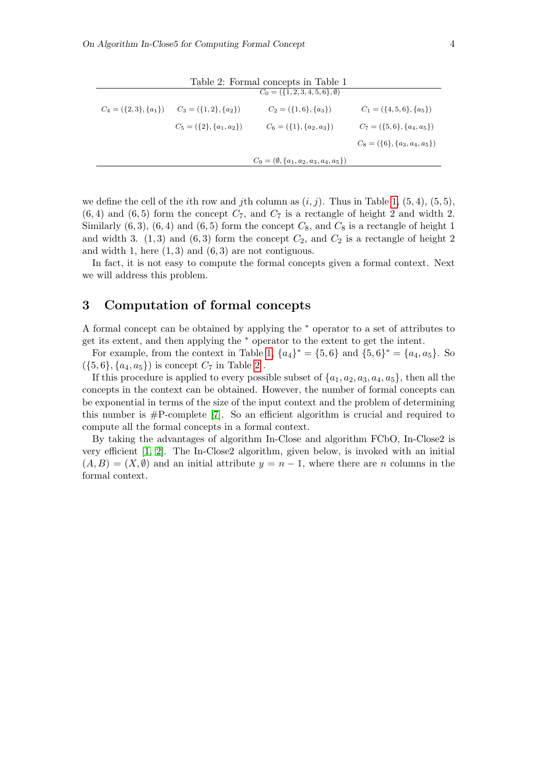Table 2: Formal concepts in Table 1

| | $C_0 = (\{1,2,3,4,5,6\}, \emptyset)$ | | |
|---|---|---|---|
| $C_4 = (\{2,3\}, \{a_1\})$ | $C_3 = (\{1,2\}, \{a_2\})$ | $C_2 = (\{1,6\}, \{a_3\})$ | $C_1 = (\{4,5,6\}, \{a_5\})$ |
| | $C_5 = (\{2\}, \{a_1, a_2\})$ | $C_6 = (\{1\}, \{a_2, a_3\})$ | $C_7 = (\{5,6\}, \{a_4, a_5\})$ |
| | | | $C_8 = (\{6\}, \{a_3, a_4, a_5\})$ |
| | $C_9 = (\emptyset, \{a_1, a_2, a_3, a_4, a_5\})$ | | |

we define the cell of the $i$th row and $j$th column as $(i, j)$. Thus in Table 1, $(5, 4)$, $(5, 5)$, $(6, 4)$ and $(6, 5)$ form the concept $C_7$, and $C_7$ is a rectangle of height 2 and width 2. Similarly $(6, 3)$, $(6, 4)$ and $(6, 5)$ form the concept $C_8$, and $C_8$ is a rectangle of height 1 and width 3. $(1, 3)$ and $(6, 3)$ form the concept $C_2$, and $C_2$ is a rectangle of height 2 and width 1, here $(1, 3)$ and $(6, 3)$ are not contiguous.

In fact, it is not easy to compute the formal concepts given a formal context. Next we will address this problem.

## 3 Computation of formal concepts

A formal concept can be obtained by applying the $^*$ operator to a set of attributes to get its extent, and then applying the $^*$ operator to the extent to get the intent.

For example, from the context in Table 1, $\{a_4\}^* = \{5, 6\}$ and $\{5, 6\}^* = \{a_4, a_5\}$. So $(\{5, 6\}, \{a_4, a_5\})$ is concept $C_7$ in Table 2 .

If this procedure is applied to every possible subset of $\{a_1, a_2, a_3, a_4, a_5\}$, then all the concepts in the context can be obtained. However, the number of formal concepts can be exponential in terms of the size of the input context and the problem of determining this number is #P-complete [7]. So an efficient algorithm is crucial and required to compute all the formal concepts in a formal context.

By taking the advantages of algorithm In-Close and algorithm FCbO, In-Close2 is very efficient [1, 2]. The In-Close2 algorithm, given below, is invoked with an initial $(A, B) = (X, \emptyset)$ and an initial attribute $y = n - 1$, where there are $n$ columns in the formal context.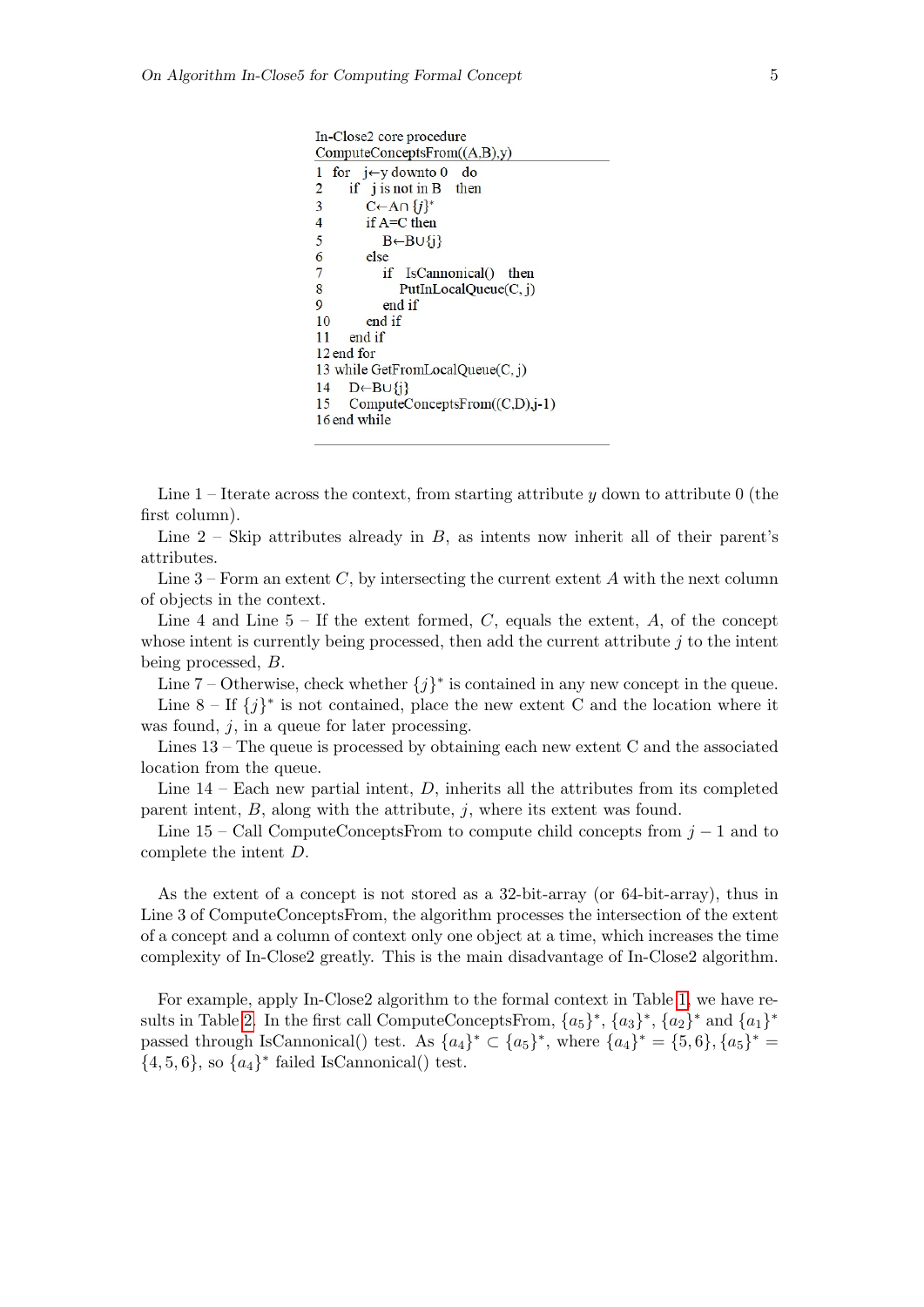```
In-Close2 core procedure
ComputeConceptsFrom((A,B),y)
1  for  j←y downto 0   do
2    if  j is not in B   then
3       C←A∩ {j}*
4       if A=C then
5          B←B∪{j}
6       else
7          if  IsCannonical()   then
8             PutInLocalQueue(C, j)
9          end if
10      end if
11   end if
12 end for
13 while GetFromLocalQueue(C, j)
14   D←B∪{j}
15   ComputeConceptsFrom((C,D),j-1)
16 end while
```

Line 1 – Iterate across the context, from starting attribute $y$ down to attribute 0 (the first column).

Line 2 – Skip attributes already in $B$, as intents now inherit all of their parent's attributes.

Line 3 – Form an extent $C$, by intersecting the current extent $A$ with the next column of objects in the context.

Line 4 and Line 5 – If the extent formed, $C$, equals the extent, $A$, of the concept whose intent is currently being processed, then add the current attribute $j$ to the intent being processed, $B$.

Line 7 – Otherwise, check whether $\{j\}^*$ is contained in any new concept in the queue.

Line 8 – If $\{j\}^*$ is not contained, place the new extent C and the location where it was found, $j$, in a queue for later processing.

Lines 13 – The queue is processed by obtaining each new extent C and the associated location from the queue.

Line 14 – Each new partial intent, $D$, inherits all the attributes from its completed parent intent, $B$, along with the attribute, $j$, where its extent was found.

Line 15 – Call ComputeConceptsFrom to compute child concepts from $j-1$ and to complete the intent $D$.

As the extent of a concept is not stored as a 32-bit-array (or 64-bit-array), thus in Line 3 of ComputeConceptsFrom, the algorithm processes the intersection of the extent of a concept and a column of context only one object at a time, which increases the time complexity of In-Close2 greatly. This is the main disadvantage of In-Close2 algorithm.

For example, apply In-Close2 algorithm to the formal context in Table 1, we have results in Table 2. In the first call ComputeConceptsFrom, $\{a_5\}^*$, $\{a_3\}^*$, $\{a_2\}^*$ and $\{a_1\}^*$ passed through IsCannonical() test. As $\{a_4\}^* \subset \{a_5\}^*$, where $\{a_4\}^* = \{5, 6\}, \{a_5\}^* = \{4, 5, 6\}$, so $\{a_4\}^*$ failed IsCannonical() test.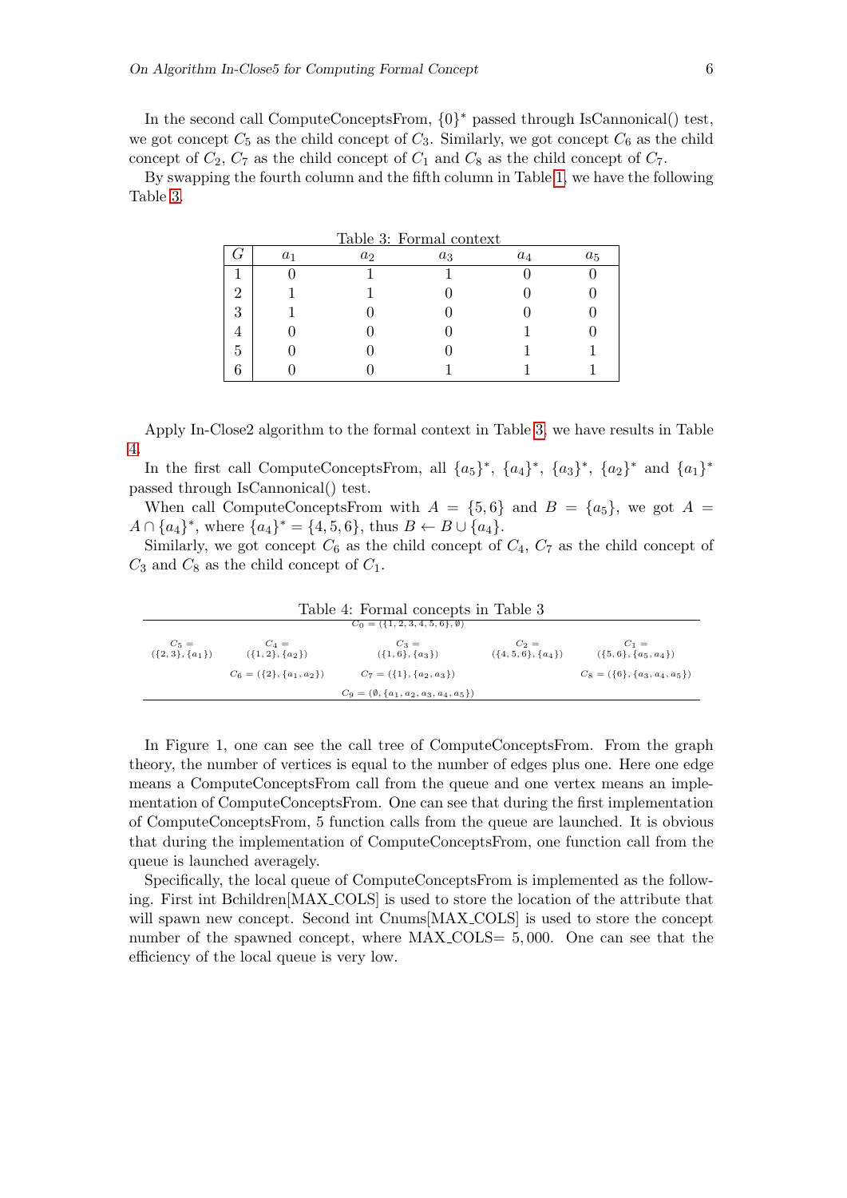In the second call ComputeConceptsFrom, $\{0\}^*$ passed through IsCannonical() test, we got concept $C_5$ as the child concept of $C_3$. Similarly, we got concept $C_6$ as the child concept of $C_2$, $C_7$ as the child concept of $C_1$ and $C_8$ as the child concept of $C_7$.

By swapping the fourth column and the fifth column in Table 1, we have the following Table 3.

Table 3: Formal context

| $G$ | $a_1$ | $a_2$ | $a_3$ | $a_4$ | $a_5$ |
|---|---|---|---|---|---|
| 1 | 0 | 1 | 1 | 0 | 0 |
| 2 | 1 | 1 | 0 | 0 | 0 |
| 3 | 1 | 0 | 0 | 0 | 0 |
| 4 | 0 | 0 | 0 | 1 | 0 |
| 5 | 0 | 0 | 0 | 1 | 1 |
| 6 | 0 | 0 | 1 | 1 | 1 |

Apply In-Close2 algorithm to the formal context in Table 3, we have results in Table 4.

In the first call ComputeConceptsFrom, all $\{a_5\}^*$, $\{a_4\}^*$, $\{a_3\}^*$, $\{a_2\}^*$ and $\{a_1\}^*$ passed through IsCannonical() test.

When call ComputeConceptsFrom with $A = \{5, 6\}$ and $B = \{a_5\}$, we got $A = A \cap \{a_4\}^*$, where $\{a_4\}^* = \{4, 5, 6\}$, thus $B \leftarrow B \cup \{a_4\}$.

Similarly, we got concept $C_6$ as the child concept of $C_4$, $C_7$ as the child concept of $C_3$ and $C_8$ as the child concept of $C_1$.

Table 4: Formal concepts in Table 3

| | | $C_0 = (\{1, 2, 3, 4, 5, 6\}, \emptyset)$ | | |
|---|---|---|---|---|
| $C_5 = (\{2, 3\}, \{a_1\})$ | $C_4 = (\{1, 2\}, \{a_2\})$ | $C_3 = (\{1, 6\}, \{a_3\})$ | $C_2 = (\{4, 5, 6\}, \{a_4\})$ | $C_1 = (\{5, 6\}, \{a_5, a_4\})$ |
| | $C_6 = (\{2\}, \{a_1, a_2\})$ | $C_7 = (\{1\}, \{a_2, a_3\})$ | | $C_8 = (\{6\}, \{a_3, a_4, a_5\})$ |
| | | $C_9 = (\emptyset, \{a_1, a_2, a_3, a_4, a_5\})$ | | |

In Figure 1, one can see the call tree of ComputeConceptsFrom. From the graph theory, the number of vertices is equal to the number of edges plus one. Here one edge means a ComputeConceptsFrom call from the queue and one vertex means an implementation of ComputeConceptsFrom. One can see that during the first implementation of ComputeConceptsFrom, 5 function calls from the queue are launched. It is obvious that during the implementation of ComputeConceptsFrom, one function call from the queue is launched averagely.

Specifically, the local queue of ComputeConceptsFrom is implemented as the following. First int Bchildren[MAX_COLS] is used to store the location of the attribute that will spawn new concept. Second int Cnums[MAX_COLS] is used to store the concept number of the spawned concept, where MAX_COLS= 5,000. One can see that the efficiency of the local queue is very low.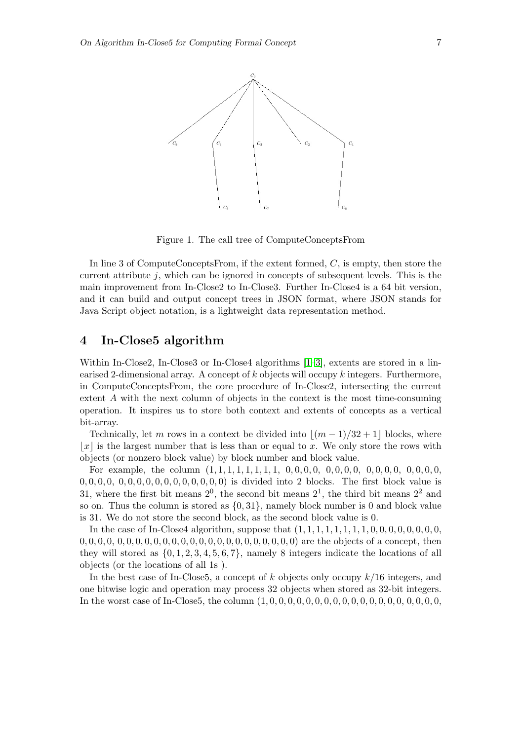Figure 1. The call tree of ComputeConceptsFrom

In line 3 of ComputeConceptsFrom, if the extent formed, $C$, is empty, then store the current attribute $j$, which can be ignored in concepts of subsequent levels. This is the main improvement from In-Close2 to In-Close3. Further In-Close4 is a 64 bit version, and it can build and output concept trees in JSON format, where JSON stands for Java Script object notation, is a lightweight data representation method.

## 4 In-Close5 algorithm

Within In-Close2, In-Close3 or In-Close4 algorithms [1–3], extents are stored in a linearised 2-dimensional array. A concept of $k$ objects will occupy $k$ integers. Furthermore, in ComputeConceptsFrom, the core procedure of In-Close2, intersecting the current extent $A$ with the next column of objects in the context is the most time-consuming operation. It inspires us to store both context and extents of concepts as a vertical bit-array.

Technically, let $m$ rows in a context be divided into $\lfloor (m-1)/32+1 \rfloor$ blocks, where $\lfloor x \rfloor$ is the largest number that is less than or equal to $x$. We only store the rows with objects (or nonzero block value) by block number and block value.

For example, the column $(1,1,1,1,1,1,1,1,\ 0,0,0,0,\ 0,0,0,0,\ 0,0,0,0,\ 0,0,0,0,\ 0,0,0,0,\ 0,0,0,0,0,0,0,0,0,0,0,0)$ is divided into 2 blocks. The first block value is 31, where the first bit means $2^0$, the second bit means $2^1$, the third bit means $2^2$ and so on. Thus the column is stored as $\{0, 31\}$, namely block number is 0 and block value is 31. We do not store the second block, as the second block value is 0.

In the case of In-Close4 algorithm, suppose that $(1,1,1,1,1,1,1,1,0,0,0,0,0,0,0,0,\ 0,0,0,0,\ 0,0,0,0,0,0,0,0,0,0,0,0,0,0,0,0,0,0,0,0,0,0,0,0)$ are the objects of a concept, then they will stored as $\{0,1,2,3,4,5,6,7\}$, namely 8 integers indicate the locations of all objects (or the locations of all 1s ).

In the best case of In-Close5, a concept of $k$ objects only occupy $k/16$ integers, and one bitwise logic and operation may process 32 objects when stored as 32-bit integers. In the worst case of In-Close5, the column $(1,0,0,0,0,0,0,0,0,0,0,0,0,0,0,0,\ 0,0,0,0,$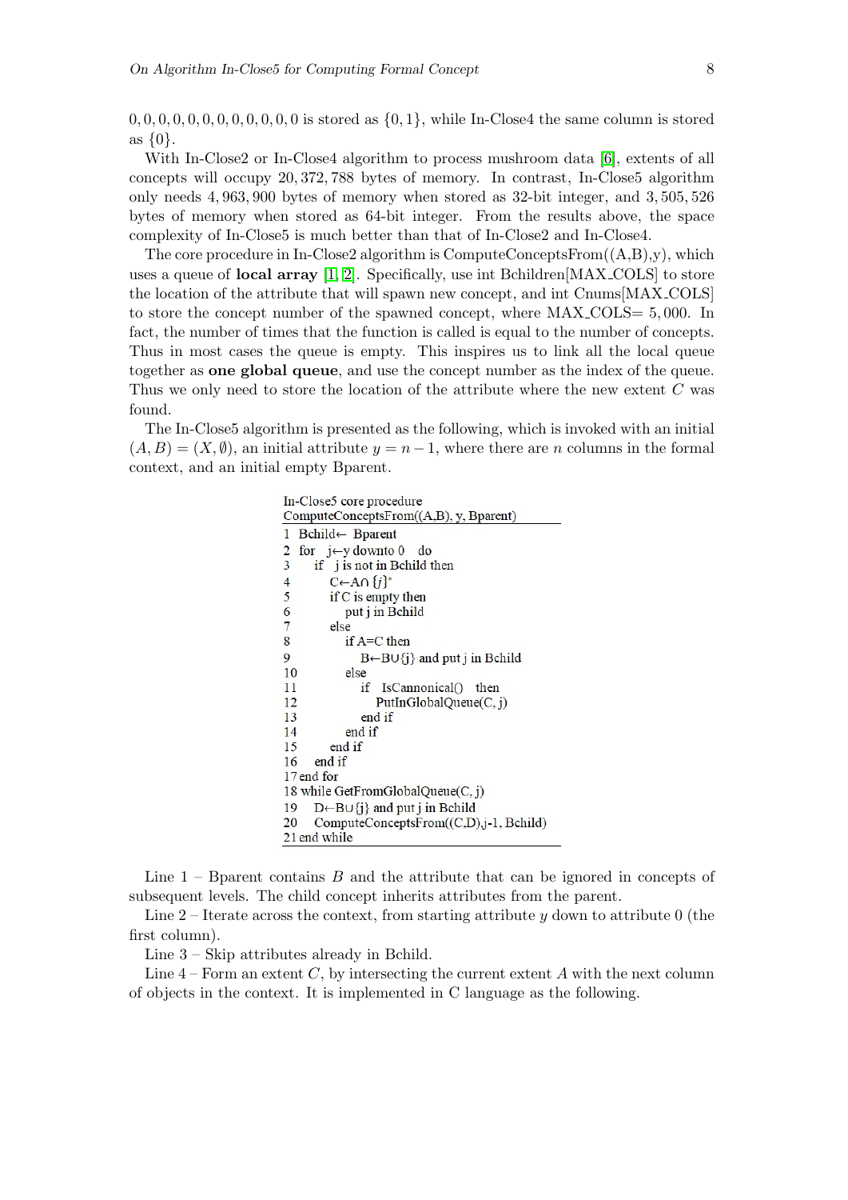0, 0, 0, 0, 0, 0, 0, 0, 0, 0, 0, 0 is stored as $\{0, 1\}$, while In-Close4 the same column is stored as $\{0\}$.

With In-Close2 or In-Close4 algorithm to process mushroom data [6], extents of all concepts will occupy 20,372,788 bytes of memory. In contrast, In-Close5 algorithm only needs 4,963,900 bytes of memory when stored as 32-bit integer, and 3,505,526 bytes of memory when stored as 64-bit integer. From the results above, the space complexity of In-Close5 is much better than that of In-Close2 and In-Close4.

The core procedure in In-Close2 algorithm is ComputeConceptsFrom((A,B),y), which uses a queue of **local array** [1, 2]. Specifically, use int Bchildren[MAX_COLS] to store the location of the attribute that will spawn new concept, and int Cnums[MAX_COLS] to store the concept number of the spawned concept, where MAX_COLS= 5,000. In fact, the number of times that the function is called is equal to the number of concepts. Thus in most cases the queue is empty. This inspires us to link all the local queue together as **one global queue**, and use the concept number as the index of the queue. Thus we only need to store the location of the attribute where the new extent $C$ was found.

The In-Close5 algorithm is presented as the following, which is invoked with an initial $(A, B) = (X, \emptyset)$, an initial attribute $y = n - 1$, where there are $n$ columns in the formal context, and an initial empty Bparent.

```
In-Close5 core procedure
ComputeConceptsFrom((A,B), y, Bparent)
1  Bchild← Bparent
2  for  j←y downto 0   do
3     if  j is not in Bchild then
4        C←A∩ {j}*
5        if C is empty then
6           put j in Bchild
7        else
8           if A=C then
9              B←B∪{j} and put j in Bchild
10          else
11             if  IsCannonical()  then
12                PutInGlobalQueue(C, j)
13             end if
14          end if
15       end if
16    end if
17 end for
18 while GetFromGlobalQueue(C, j)
19    D←B∪{j} and put j in Bchild
20    ComputeConceptsFrom((C,D),j-1, Bchild)
21 end while
```

Line 1 – Bparent contains $B$ and the attribute that can be ignored in concepts of subsequent levels. The child concept inherits attributes from the parent.

Line 2 – Iterate across the context, from starting attribute $y$ down to attribute 0 (the first column).

Line 3 – Skip attributes already in Bchild.

Line 4 – Form an extent $C$, by intersecting the current extent $A$ with the next column of objects in the context. It is implemented in C language as the following.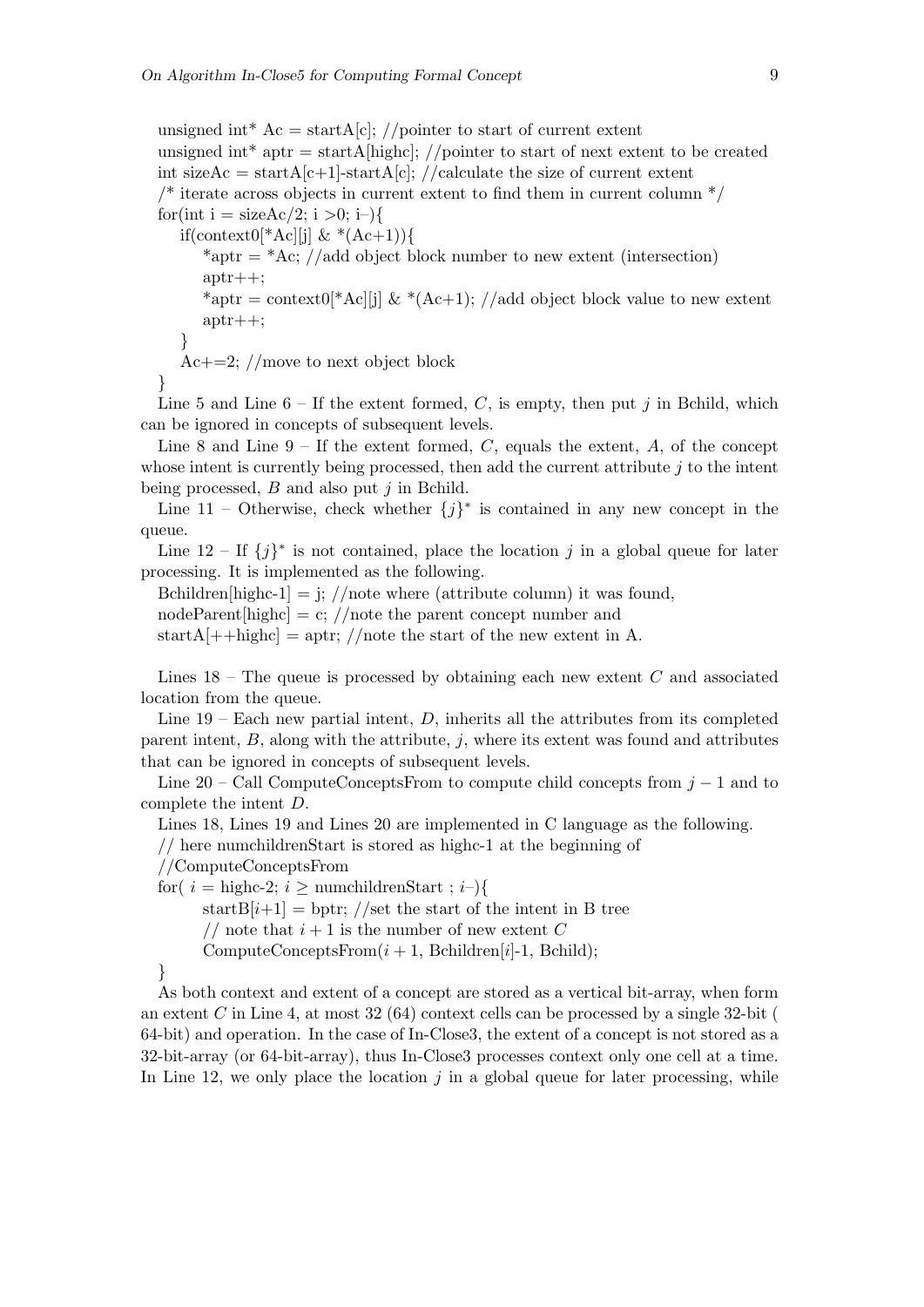```
unsigned int* Ac = startA[c]; //pointer to start of current extent
unsigned int* aptr = startA[highc]; //pointer to start of next extent to be created
int sizeAc = startA[c+1]-startA[c]; //calculate the size of current extent
/* iterate across objects in current extent to find them in current column */
for(int i = sizeAc/2; i >0; i–){
    if(context0[*Ac][j] & *(Ac+1)){
        *aptr = *Ac; //add object block number to new extent (intersection)
        aptr++;
        *aptr = context0[*Ac][j] & *(Ac+1); //add object block value to new extent
        aptr++;
    }
    Ac+=2; //move to next object block
}
```

Line 5 and Line 6 – If the extent formed, $C$, is empty, then put $j$ in Bchild, which can be ignored in concepts of subsequent levels.

Line 8 and Line 9 – If the extent formed, $C$, equals the extent, $A$, of the concept whose intent is currently being processed, then add the current attribute $j$ to the intent being processed, $B$ and also put $j$ in Bchild.

Line 11 – Otherwise, check whether $\{j\}^*$ is contained in any new concept in the queue.

Line 12 – If $\{j\}^*$ is not contained, place the location $j$ in a global queue for later processing. It is implemented as the following.

```
Bchildren[highc-1] = j; //note where (attribute column) it was found,
nodeParent[highc] = c; //note the parent concept number and
startA[++highc] = aptr; //note the start of the new extent in A.
```

Lines 18 – The queue is processed by obtaining each new extent $C$ and associated location from the queue.

Line 19 – Each new partial intent, $D$, inherits all the attributes from its completed parent intent, $B$, along with the attribute, $j$, where its extent was found and attributes that can be ignored in concepts of subsequent levels.

Line 20 – Call ComputeConceptsFrom to compute child concepts from $j-1$ and to complete the intent $D$.

Lines 18, Lines 19 and Lines 20 are implemented in C language as the following.

```
// here numchildrenStart is stored as highc-1 at the beginning of
//ComputeConceptsFrom
for( i = highc-2; i ≥ numchildrenStart ; i–){
        startB[i+1] = bptr; //set the start of the intent in B tree
        // note that i + 1 is the number of new extent C
        ComputeConceptsFrom(i + 1, Bchildren[i]-1, Bchild);
}
```

As both context and extent of a concept are stored as a vertical bit-array, when form an extent $C$ in Line 4, at most 32 (64) context cells can be processed by a single 32-bit ( 64-bit) and operation. In the case of In-Close3, the extent of a concept is not stored as a 32-bit-array (or 64-bit-array), thus In-Close3 processes context only one cell at a time. In Line 12, we only place the location $j$ in a global queue for later processing, while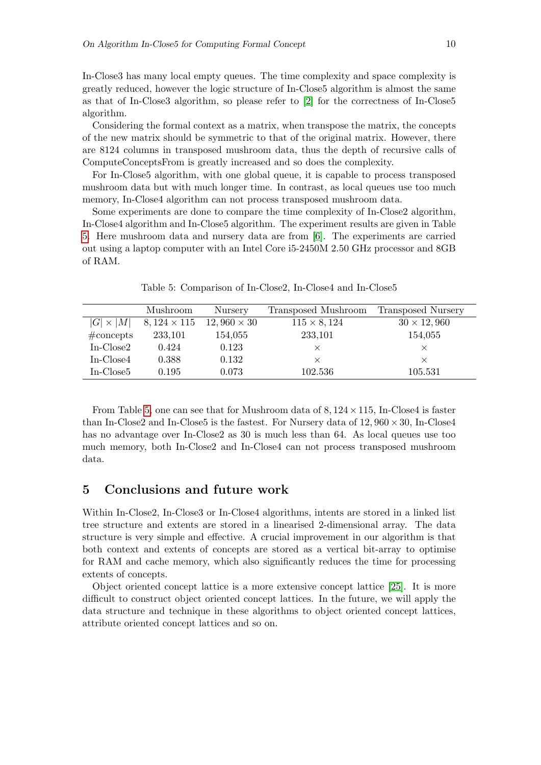In-Close3 has many local empty queues. The time complexity and space complexity is greatly reduced, however the logic structure of In-Close5 algorithm is almost the same as that of In-Close3 algorithm, so please refer to [2] for the correctness of In-Close5 algorithm.

Considering the formal context as a matrix, when transpose the matrix, the concepts of the new matrix should be symmetric to that of the original matrix. However, there are 8124 columns in transposed mushroom data, thus the depth of recursive calls of ComputeConceptsFrom is greatly increased and so does the complexity.

For In-Close5 algorithm, with one global queue, it is capable to process transposed mushroom data but with much longer time. In contrast, as local queues use too much memory, In-Close4 algorithm can not process transposed mushroom data.

Some experiments are done to compare the time complexity of In-Close2 algorithm, In-Close4 algorithm and In-Close5 algorithm. The experiment results are given in Table 5. Here mushroom data and nursery data are from [6]. The experiments are carried out using a laptop computer with an Intel Core i5-2450M 2.50 GHz processor and 8GB of RAM.

Table 5: Comparison of In-Close2, In-Close4 and In-Close5

| | Mushroom | Nursery | Transposed Mushroom | Transposed Nursery |
|---|---|---|---|---|
| $\|G\| \times \|M\|$ | $8,124 \times 115$ | $12,960 \times 30$ | $115 \times 8,124$ | $30 \times 12,960$ |
| #concepts | 233,101 | 154,055 | 233,101 | 154,055 |
| In-Close2 | 0.424 | 0.123 | × | × |
| In-Close4 | 0.388 | 0.132 | × | × |
| In-Close5 | 0.195 | 0.073 | 102.536 | 105.531 |

From Table 5, one can see that for Mushroom data of $8,124 \times 115$, In-Close4 is faster than In-Close2 and In-Close5 is the fastest. For Nursery data of $12,960 \times 30$, In-Close4 has no advantage over In-Close2 as 30 is much less than 64. As local queues use too much memory, both In-Close2 and In-Close4 can not process transposed mushroom data.

## 5 Conclusions and future work

Within In-Close2, In-Close3 or In-Close4 algorithms, intents are stored in a linked list tree structure and extents are stored in a linearised 2-dimensional array. The data structure is very simple and effective. A crucial improvement in our algorithm is that both context and extents of concepts are stored as a vertical bit-array to optimise for RAM and cache memory, which also significantly reduces the time for processing extents of concepts.

Object oriented concept lattice is a more extensive concept lattice [25]. It is more difficult to construct object oriented concept lattices. In the future, we will apply the data structure and technique in these algorithms to object oriented concept lattices, attribute oriented concept lattices and so on.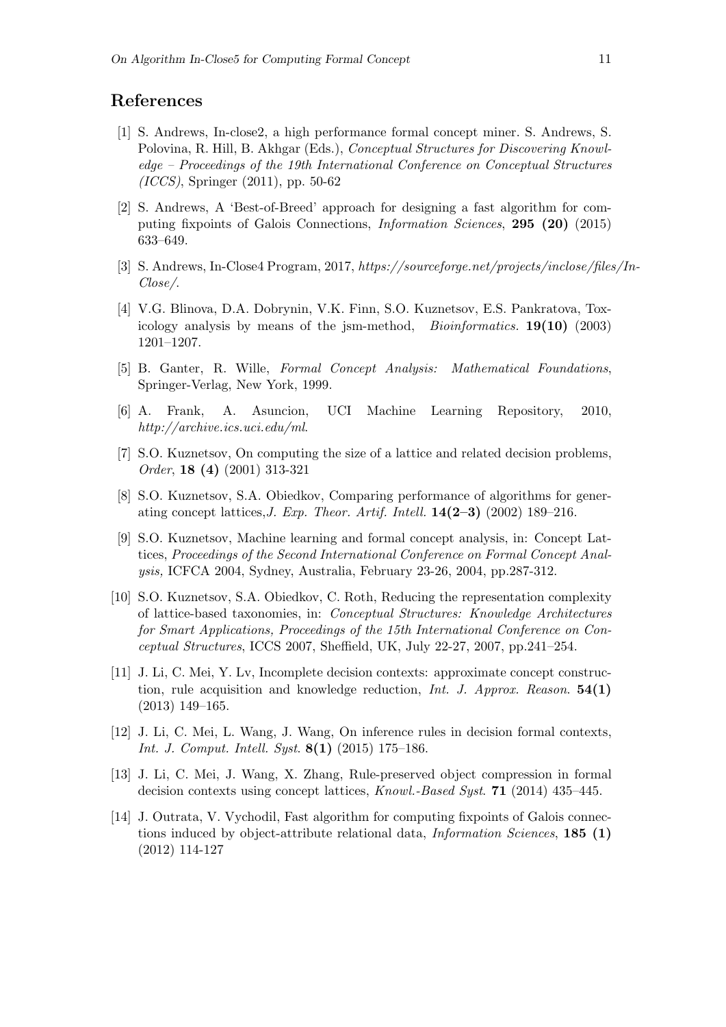## References

[1] S. Andrews, In-close2, a high performance formal concept miner. S. Andrews, S. Polovina, R. Hill, B. Akhgar (Eds.), *Conceptual Structures for Discovering Knowledge – Proceedings of the 19th International Conference on Conceptual Structures (ICCS)*, Springer (2011), pp. 50-62

[2] S. Andrews, A 'Best-of-Breed' approach for designing a fast algorithm for computing fixpoints of Galois Connections, *Information Sciences*, **295 (20)** (2015) 633–649.

[3] S. Andrews, In-Close4 Program, 2017, *https://sourceforge.net/projects/inclose/files/In-Close/*.

[4] V.G. Blinova, D.A. Dobrynin, V.K. Finn, S.O. Kuznetsov, E.S. Pankratova, Toxicology analysis by means of the jsm-method, *Bioinformatics.* **19(10)** (2003) 1201–1207.

[5] B. Ganter, R. Wille, *Formal Concept Analysis: Mathematical Foundations*, Springer-Verlag, New York, 1999.

[6] A. Frank, A. Asuncion, UCI Machine Learning Repository, 2010, *http://archive.ics.uci.edu/ml*.

[7] S.O. Kuznetsov, On computing the size of a lattice and related decision problems, *Order*, **18 (4)** (2001) 313-321

[8] S.O. Kuznetsov, S.A. Obiedkov, Comparing performance of algorithms for generating concept lattices,*J. Exp. Theor. Artif. Intell.* **14(2–3)** (2002) 189–216.

[9] S.O. Kuznetsov, Machine learning and formal concept analysis, in: Concept Lattices, *Proceedings of the Second International Conference on Formal Concept Analysis,* ICFCA 2004, Sydney, Australia, February 23-26, 2004, pp.287-312.

[10] S.O. Kuznetsov, S.A. Obiedkov, C. Roth, Reducing the representation complexity of lattice-based taxonomies, in: *Conceptual Structures: Knowledge Architectures for Smart Applications, Proceedings of the 15th International Conference on Conceptual Structures*, ICCS 2007, Sheffield, UK, July 22-27, 2007, pp.241–254.

[11] J. Li, C. Mei, Y. Lv, Incomplete decision contexts: approximate concept construction, rule acquisition and knowledge reduction, *Int. J. Approx. Reason.* **54(1)** (2013) 149–165.

[12] J. Li, C. Mei, L. Wang, J. Wang, On inference rules in decision formal contexts, *Int. J. Comput. Intell. Syst.* **8(1)** (2015) 175–186.

[13] J. Li, C. Mei, J. Wang, X. Zhang, Rule-preserved object compression in formal decision contexts using concept lattices, *Knowl.-Based Syst.* **71** (2014) 435–445.

[14] J. Outrata, V. Vychodil, Fast algorithm for computing fixpoints of Galois connections induced by object-attribute relational data, *Information Sciences*, **185 (1)** (2012) 114-127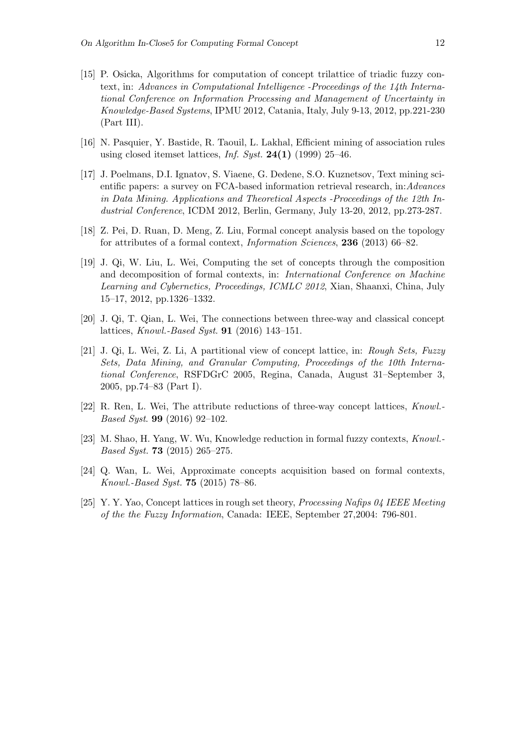[15] P. Osicka, Algorithms for computation of concept trilattice of triadic fuzzy context, in: *Advances in Computational Intelligence -Proceedings of the 14th International Conference on Information Processing and Management of Uncertainty in Knowledge-Based Systems*, IPMU 2012, Catania, Italy, July 9-13, 2012, pp.221-230 (Part III).

[16] N. Pasquier, Y. Bastide, R. Taouil, L. Lakhal, Efficient mining of association rules using closed itemset lattices, *Inf. Syst.* **24(1)** (1999) 25–46.

[17] J. Poelmans, D.I. Ignatov, S. Viaene, G. Dedene, S.O. Kuznetsov, Text mining scientific papers: a survey on FCA-based information retrieval research, in:*Advances in Data Mining. Applications and Theoretical Aspects -Proceedings of the 12th Industrial Conference*, ICDM 2012, Berlin, Germany, July 13-20, 2012, pp.273-287.

[18] Z. Pei, D. Ruan, D. Meng, Z. Liu, Formal concept analysis based on the topology for attributes of a formal context, *Information Sciences*, **236** (2013) 66–82.

[19] J. Qi, W. Liu, L. Wei, Computing the set of concepts through the composition and decomposition of formal contexts, in: *International Conference on Machine Learning and Cybernetics, Proceedings, ICMLC 2012*, Xian, Shaanxi, China, July 15–17, 2012, pp.1326–1332.

[20] J. Qi, T. Qian, L. Wei, The connections between three-way and classical concept lattices, *Knowl.-Based Syst.* **91** (2016) 143–151.

[21] J. Qi, L. Wei, Z. Li, A partitional view of concept lattice, in: *Rough Sets, Fuzzy Sets, Data Mining, and Granular Computing, Proceedings of the 10th International Conference*, RSFDGrC 2005, Regina, Canada, August 31–September 3, 2005, pp.74–83 (Part I).

[22] R. Ren, L. Wei, The attribute reductions of three-way concept lattices, *Knowl.-Based Syst.* **99** (2016) 92–102.

[23] M. Shao, H. Yang, W. Wu, Knowledge reduction in formal fuzzy contexts, *Knowl.-Based Syst.* **73** (2015) 265–275.

[24] Q. Wan, L. Wei, Approximate concepts acquisition based on formal contexts, *Knowl.-Based Syst.* **75** (2015) 78–86.

[25] Y. Y. Yao, Concept lattices in rough set theory, *Processing Nafips 04 IEEE Meeting of the the Fuzzy Information*, Canada: IEEE, September 27,2004: 796-801.